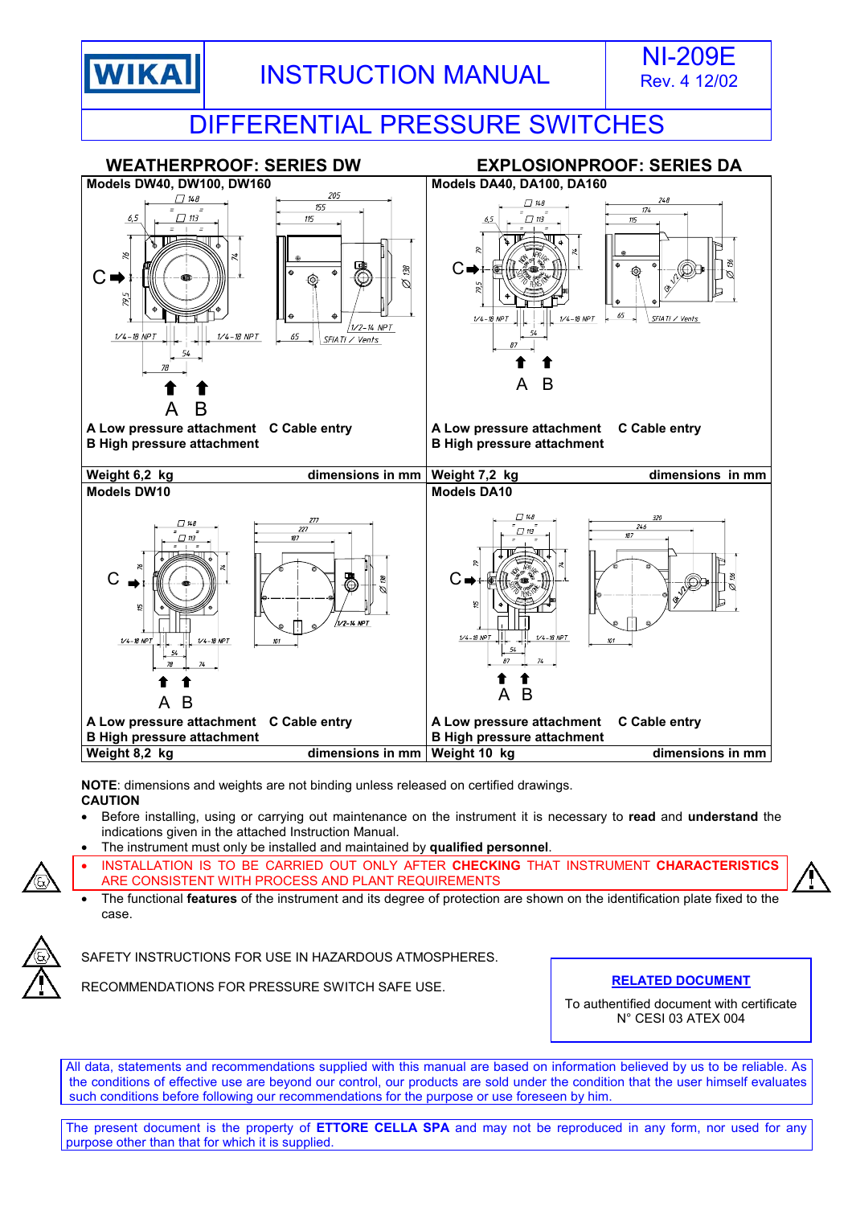WIKA

# INSTRUCTION MANUAL

NI-209E
Rev. 4 12/02

# DIFFERENTIAL PRESSURE SWITCHES

## WEATHERPROOF: SERIES DW

**Models DW40, DW100, DW160**

**A** **Low pressure attachment** **C Cable entry**
**B High pressure attachment**

**Weight 6,2 kg** **dimensions in mm**

**Models DW10**

**A Low pressure attachment** **C Cable entry**
**B High pressure attachment**

**Weight 8,2 kg** **dimensions in mm**

## EXPLOSIONPROOF: SERIES DA

**Models DA40, DA100, DA160**

**A Low pressure attachment** **C Cable entry**
**B High pressure attachment**

**Weight 7,2 kg** **dimensions in mm**

**Models DA10**

**A Low pressure attachment** **C Cable entry**
**B High pressure attachment**

**Weight 10 kg** **dimensions in mm**

**NOTE**: dimensions and weights are not binding unless released on certified drawings.

**CAUTION**

- Before installing, using or carrying out maintenance on the instrument it is necessary to **read** and **understand** the indications given in the attached Instruction Manual.
- The instrument must only be installed and maintained by **qualified personnel**.
- INSTALLATION IS TO BE CARRIED OUT ONLY AFTER **CHECKING** THAT INSTRUMENT **CHARACTERISTICS** ARE CONSISTENT WITH PROCESS AND PLANT REQUIREMENTS
- The functional **features** of the instrument and its degree of protection are shown on the identification plate fixed to the case.

SAFETY INSTRUCTIONS FOR USE IN HAZARDOUS ATMOSPHERES.

RECOMMENDATIONS FOR PRESSURE SWITCH SAFE USE.

**RELATED DOCUMENT**

To authentified document with certificate N° CESI 03 ATEX 004

All data, statements and recommendations supplied with this manual are based on information believed by us to be reliable. As the conditions of effective use are beyond our control, our products are sold under the condition that the user himself evaluates such conditions before following our recommendations for the purpose or use foreseen by him.

The present document is the property of **ETTORE CELLA SPA** and may not be reproduced in any form, nor used for any purpose other than that for which it is supplied.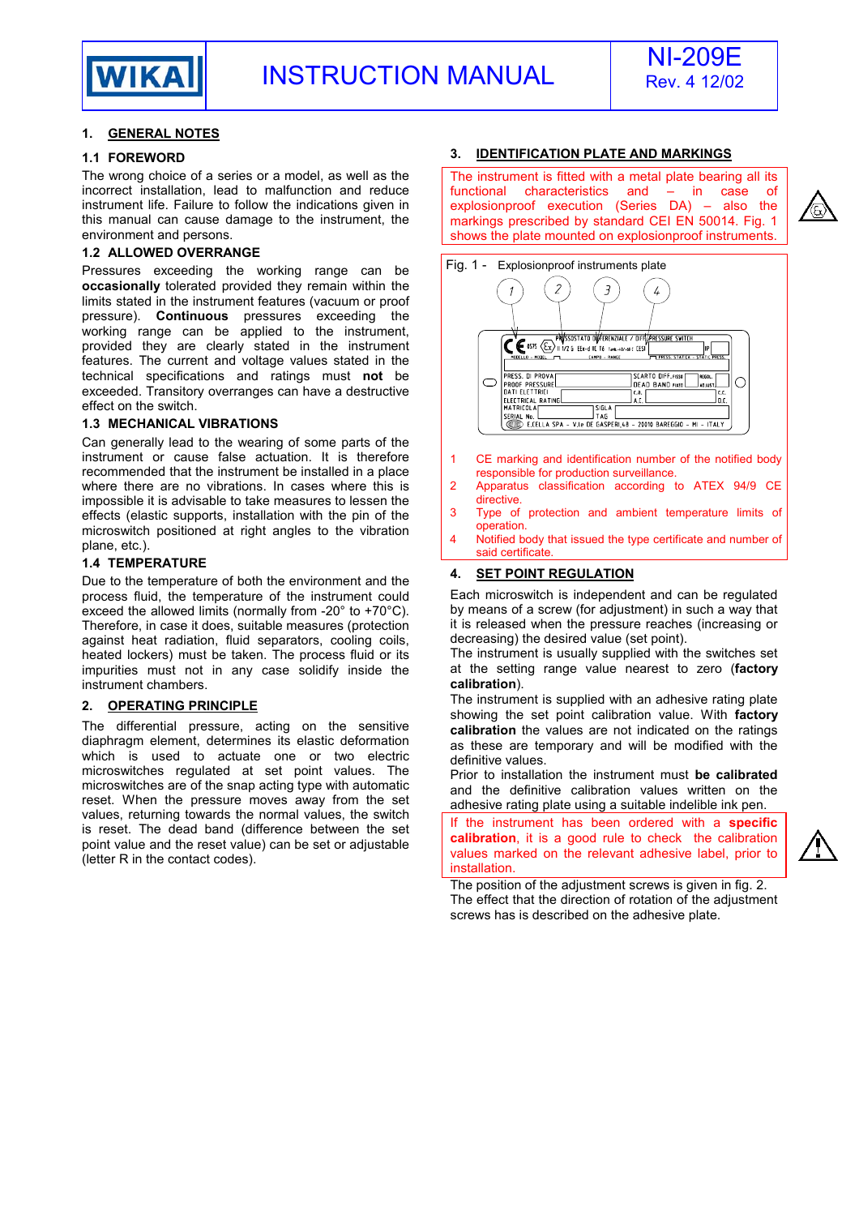## 1. GENERAL NOTES

### 1.1 FOREWORD

The wrong choice of a series or a model, as well as the incorrect installation, lead to malfunction and reduce instrument life. Failure to follow the indications given in this manual can cause damage to the instrument, the environment and persons.

### 1.2 ALLOWED OVERRANGE

Pressures exceeding the working range can be **occasionally** tolerated provided they remain within the limits stated in the instrument features (vacuum or proof pressure). **Continuous** pressures exceeding the working range can be applied to the instrument, provided they are clearly stated in the instrument features. The current and voltage values stated in the technical specifications and ratings must **not** be exceeded. Transitory overranges can have a destructive effect on the switch.

### 1.3 MECHANICAL VIBRATIONS

Can generally lead to the wearing of some parts of the instrument or cause false actuation. It is therefore recommended that the instrument be installed in a place where there are no vibrations. In cases where this is impossible it is advisable to take measures to lessen the effects (elastic supports, installation with the pin of the microswitch positioned at right angles to the vibration plane, etc.).

### 1.4 TEMPERATURE

Due to the temperature of both the environment and the process fluid, the temperature of the instrument could exceed the allowed limits (normally from -20° to +70°C). Therefore, in case it does, suitable measures (protection against heat radiation, fluid separators, cooling coils, heated lockers) must be taken. The process fluid or its impurities must not in any case solidify inside the instrument chambers.

## 2. OPERATING PRINCIPLE

The differential pressure, acting on the sensitive diaphragm element, determines its elastic deformation which is used to actuate one or two electric microswitches regulated at set point values. The microswitches are of the snap acting type with automatic reset. When the pressure moves away from the set values, returning towards the normal values, the switch is reset. The dead band (difference between the set point value and the reset value) can be set or adjustable (letter R in the contact codes).

## 3. IDENTIFICATION PLATE AND MARKINGS

The instrument is fitted with a metal plate bearing all its functional characteristics and – in case of explosionproof execution (Series DA) – also the markings prescribed by standard CEI EN 50014. Fig. 1 shows the plate mounted on explosionproof instruments.

Fig. 1 - Explosionproof instruments plate

1. CE marking and identification number of the notified body responsible for production surveillance.
2. Apparatus classification according to ATEX 94/9 CE directive.
3. Type of protection and ambient temperature limits of operation.
4. Notified body that issued the type certificate and number of said certificate.

## 4. SET POINT REGULATION

Each microswitch is independent and can be regulated by means of a screw (for adjustment) in such a way that it is released when the pressure reaches (increasing or decreasing) the desired value (set point).

The instrument is usually supplied with the switches set at the setting range value nearest to zero (**factory calibration**).

The instrument is supplied with an adhesive rating plate showing the set point calibration value. With **factory calibration** the values are not indicated on the ratings as these are temporary and will be modified with the definitive values.

Prior to installation the instrument must **be calibrated** and the definitive calibration values written on the adhesive rating plate using a suitable indelible ink pen.

If the instrument has been ordered with a **specific calibration**, it is a good rule to check the calibration values marked on the relevant adhesive label, prior to installation.

The position of the adjustment screws is given in fig. 2.

The effect that the direction of rotation of the adjustment screws has is described on the adhesive plate.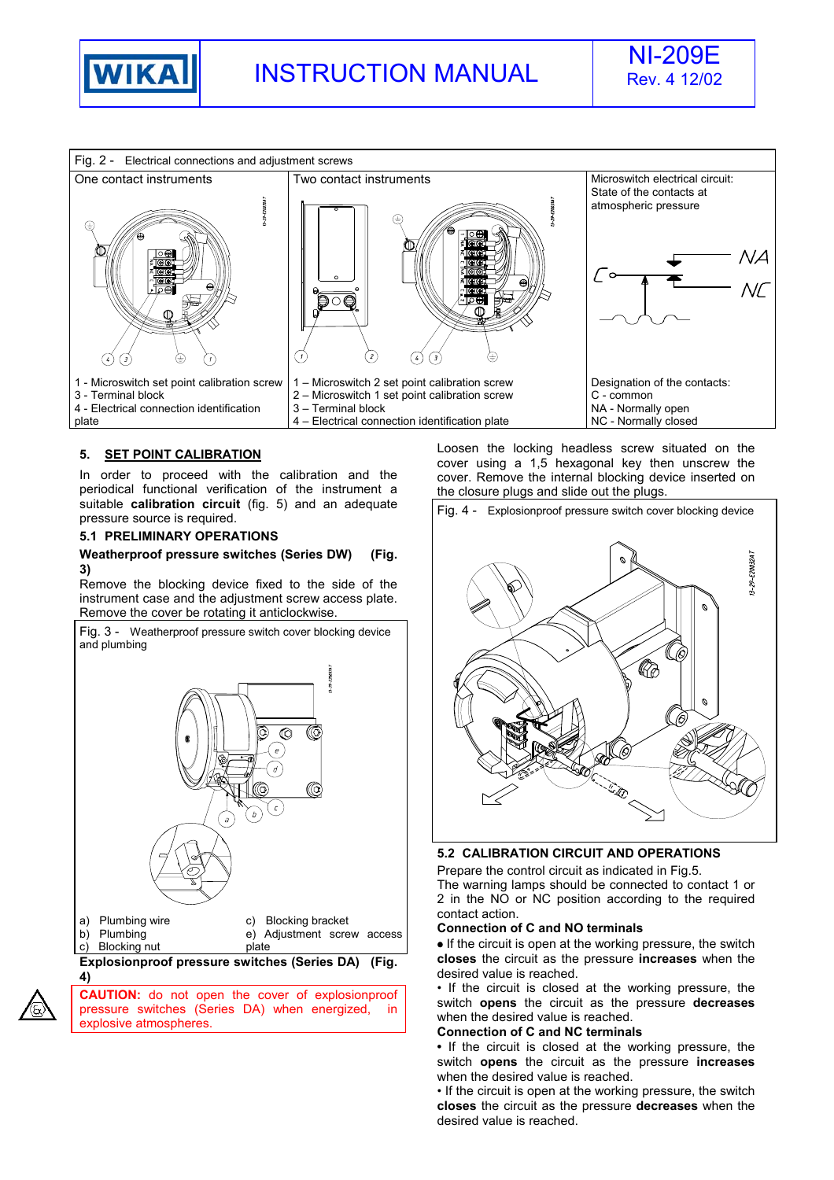Fig. 2 - Electrical connections and adjustment screws

| One contact instruments | Two contact instruments | Microswitch electrical circuit: State of the contacts at atmospheric pressure |
|---|---|---|
| 1 - Microswitch set point calibration screw<br>3 - Terminal block<br>4 - Electrical connection identification plate | 1 – Microswitch 2 set point calibration screw<br>2 – Microswitch 1 set point calibration screw<br>3 – Terminal block<br>4 – Electrical connection identification plate | Designation of the contacts:<br>C - common<br>NA - Normally open<br>NC - Normally closed |

## 5. SET POINT CALIBRATION

In order to proceed with the calibration and the periodical functional verification of the instrument a suitable **calibration circuit** (fig. 5) and an adequate pressure source is required.

### 5.1 PRELIMINARY OPERATIONS

**Weatherproof pressure switches (Series DW) (Fig. 3)**

Remove the blocking device fixed to the side of the instrument case and the adjustment screw access plate. Remove the cover be rotating it anticlockwise.

Fig. 3 - Weatherproof pressure switch cover blocking device and plumbing

a) Plumbing wire
b) Plumbing
c) Blocking nut
c) Blocking bracket
e) Adjustment screw access plate

**Explosionproof pressure switches (Series DA) (Fig. 4)**

**CAUTION:** do not open the cover of explosionproof pressure switches (Series DA) when energized, in explosive atmospheres.

Loosen the locking headless screw situated on the cover using a 1,5 hexagonal key then unscrew the cover. Remove the internal blocking device inserted on the closure plugs and slide out the plugs.

Fig. 4 - Explosionproof pressure switch cover blocking device

### 5.2 CALIBRATION CIRCUIT AND OPERATIONS

Prepare the control circuit as indicated in Fig.5.
The warning lamps should be connected to contact 1 or 2 in the NO or NC position according to the required contact action.

**Connection of C and NO terminals**

- If the circuit is open at the working pressure, the switch **closes** the circuit as the pressure **increases** when the desired value is reached.
- If the circuit is closed at the working pressure, the switch **opens** the circuit as the pressure **decreases** when the desired value is reached.

**Connection of C and NC terminals**

- If the circuit is closed at the working pressure, the switch **opens** the circuit as the pressure **increases** when the desired value is reached.
- If the circuit is open at the working pressure, the switch **closes** the circuit as the pressure **decreases** when the desired value is reached.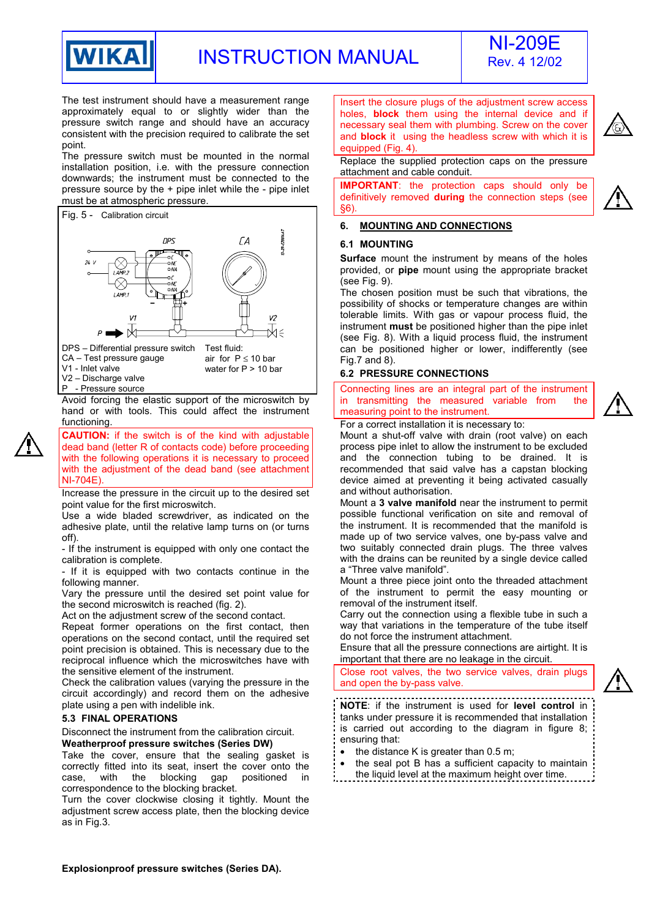The test instrument should have a measurement range approximately equal to or slightly wider than the pressure switch range and should have an accuracy consistent with the precision required to calibrate the set point.
The pressure switch must be mounted in the normal installation position, i.e. with the pressure connection downwards; the instrument must be connected to the pressure source by the + pipe inlet while the - pipe inlet must be at atmospheric pressure.

Fig. 5 - Calibration circuit

DPS – Differential pressure switch
CA – Test pressure gauge
V1 - Inlet valve
V2 – Discharge valve
P - Pressure source

Test fluid:
air for P ≤ 10 bar
water for P > 10 bar

Avoid forcing the elastic support of the microswitch by hand or with tools. This could affect the instrument functioning.

**CAUTION:** if the switch is of the kind with adjustable dead band (letter R of contacts code) before proceeding with the following operations it is necessary to proceed with the adjustment of the dead band (see attachment NI-704E).

Increase the pressure in the circuit up to the desired set point value for the first microswitch.
Use a wide bladed screwdriver, as indicated on the adhesive plate, until the relative lamp turns on (or turns off).
- If the instrument is equipped with only one contact the calibration is complete.
- If it is equipped with two contacts continue in the following manner.
Vary the pressure until the desired set point value for the second microswitch is reached (fig. 2).
Act on the adjustment screw of the second contact.
Repeat former operations on the first contact, then operations on the second contact, until the required set point precision is obtained. This is necessary due to the reciprocal influence which the microswitches have with the sensitive element of the instrument.
Check the calibration values (varying the pressure in the circuit accordingly) and record them on the adhesive plate using a pen with indelible ink.

### 5.3 FINAL OPERATIONS

Disconnect the instrument from the calibration circuit.

**Weatherproof pressure switches (Series DW)**

Take the cover, ensure that the sealing gasket is correctly fitted into its seat, insert the cover onto the case, with the blocking gap positioned in correspondence to the blocking bracket.
Turn the cover clockwise closing it tightly. Mount the adjustment screw access plate, then the blocking device as in Fig.3.

**Explosionproof pressure switches (Series DA).**

Insert the closure plugs of the adjustment screw access holes, **block** them using the internal device and if necessary seal them with plumbing. Screw on the cover and **block** it using the headless screw with which it is equipped (Fig. 4).

Replace the supplied protection caps on the pressure attachment and cable conduit.

**IMPORTANT**: the protection caps should only be definitively removed **during** the connection steps (see §6).

## 6. MOUNTING AND CONNECTIONS

### 6.1 MOUNTING

**Surface** mount the instrument by means of the holes provided, or **pipe** mount using the appropriate bracket (see Fig. 9).
The chosen position must be such that vibrations, the possibility of shocks or temperature changes are within tolerable limits. With gas or vapour process fluid, the instrument **must** be positioned higher than the pipe inlet (see Fig. 8). With a liquid process fluid, the instrument can be positioned higher or lower, indifferently (see Fig.7 and 8).

### 6.2 PRESSURE CONNECTIONS

Connecting lines are an integral part of the instrument in transmitting the measured variable from the measuring point to the instrument.

For a correct installation it is necessary to:
Mount a shut-off valve with drain (root valve) on each process pipe inlet to allow the instrument to be excluded and the connection tubing to be drained. It is recommended that said valve has a capstan blocking device aimed at preventing it being activated casually and without authorisation.
Mount a **3 valve manifold** near the instrument to permit possible functional verification on site and removal of the instrument. It is recommended that the manifold is made up of two service valves, one by-pass valve and two suitably connected drain plugs. The three valves with the drains can be reunited by a single device called a "Three valve manifold".
Mount a three piece joint onto the threaded attachment of the instrument to permit the easy mounting or removal of the instrument itself.
Carry out the connection using a flexible tube in such a way that variations in the temperature of the tube itself do not force the instrument attachment.
Ensure that all the pressure connections are airtight. It is important that there are no leakage in the circuit.

Close root valves, the two service valves, drain plugs and open the by-pass valve.

**NOTE**: if the instrument is used for **level control** in tanks under pressure it is recommended that installation is carried out according to the diagram in figure 8; ensuring that:

- the distance K is greater than 0.5 m;
- the seal pot B has a sufficient capacity to maintain the liquid level at the maximum height over time.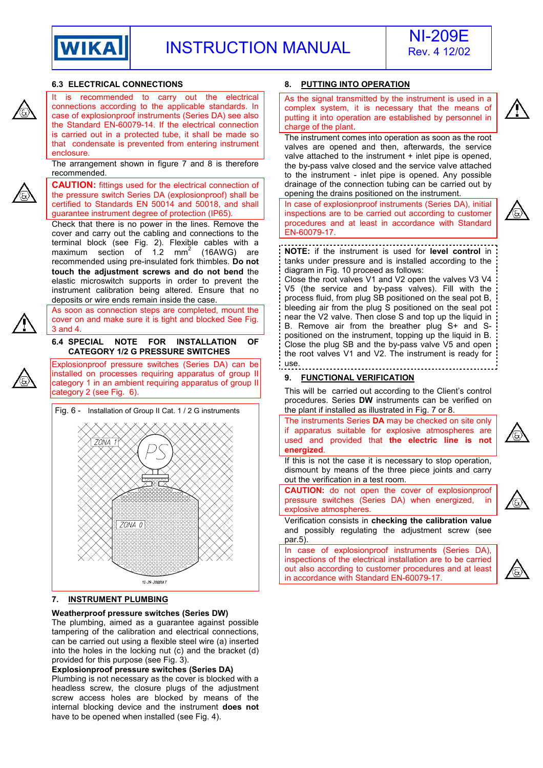### 6.3 ELECTRICAL CONNECTIONS

It is recommended to carry out the electrical connections according to the applicable standards. In case of explosionproof instruments (Series DA) see also the Standard EN-60079-14. If the electrical connection is carried out in a protected tube, it shall be made so that condensate is prevented from entering instrument enclosure.

The arrangement shown in figure 7 and 8 is therefore recommended.

**CAUTION:** fittings used for the electrical connection of the pressure switch Series DA (explosionproof) shall be certified to Standards EN 50014 and 50018, and shall guarantee instrument degree of protection (IP65).

Check that there is no power in the lines. Remove the cover and carry out the cabling and connections to the terminal block (see Fig. 2). Flexible cables with a maximum section of 1.2 $mm^2$ (16AWG) are recommended using pre-insulated fork thimbles. **Do not touch the adjustment screws and do not bend** the elastic microswitch supports in order to prevent the instrument calibration being altered. Ensure that no deposits or wire ends remain inside the case.

As soon as connection steps are completed, mount the cover on and make sure it is tight and blocked See Fig. 3 and 4.

### 6.4 SPECIAL NOTE FOR INSTALLATION OF CATEGORY 1/2 G PRESSURE SWITCHES

Explosionproof pressure switches (Series DA) can be installed on processes requiring apparatus of group II category 1 in an ambient requiring apparatus of group II category 2 (see Fig. 6).

Fig. 6 - Installation of Group II Cat. 1 / 2 G instruments

ZONA 1

PS

ZONA 0

13-29-20081AT

## 7. INSTRUMENT PLUMBING

**Weatherproof pressure switches (Series DW)**

The plumbing, aimed as a guarantee against possible tampering of the calibration and electrical connections, can be carried out using a flexible steel wire (a) inserted into the holes in the locking nut (c) and the bracket (d) provided for this purpose (see Fig. 3).

**Explosionproof pressure switches (Series DA)**

Plumbing is not necessary as the cover is blocked with a headless screw, the closure plugs of the adjustment screw access holes are blocked by means of the internal blocking device and the instrument **does not** have to be opened when installed (see Fig. 4).

## 8. PUTTING INTO OPERATION

As the signal transmitted by the instrument is used in a complex system, it is necessary that the means of putting it into operation are established by personnel in charge of the plant.

The instrument comes into operation as soon as the root valves are opened and then, afterwards, the service valve attached to the instrument + inlet pipe is opened, the by-pass valve closed and the service valve attached to the instrument - inlet pipe is opened. Any possible drainage of the connection tubing can be carried out by opening the drains positioned on the instrument.

In case of explosionproof instruments (Series DA), initial inspections are to be carried out according to customer procedures and at least in accordance with Standard EN-60079-17.

**NOTE:** if the instrument is used for **level control** in tanks under pressure and is installed according to the diagram in Fig. 10 proceed as follows:
Close the root valves V1 and V2 open the valves V3 V4 V5 (the service and by-pass valves). Fill with the process fluid, from plug SB positioned on the seal pot B, bleeding air from the plug S positioned on the seal pot near the V2 valve. Then close S and top up the liquid in B. Remove air from the breather plug S+ and S- positioned on the instrument, topping up the liquid in B. Close the plug SB and the by-pass valve V5 and open the root valves V1 and V2. The instrument is ready for use.

## 9. FUNCTIONAL VERIFICATION

This will be carried out according to the Client's control procedures. Series **DW** instruments can be verified on the plant if installed as illustrated in Fig. 7 or 8.

The instruments Series **DA** may be checked on site only if apparatus suitable for explosive atmospheres are used and provided that **the electric line is not energized**.

If this is not the case it is necessary to stop operation, dismount by means of the three piece joints and carry out the verification in a test room.

**CAUTION:** do not open the cover of explosionproof pressure switches (Series DA) when energized, in explosive atmospheres.

Verification consists in **checking the calibration value** and possibly regulating the adjustment screw (see par.5).

In case of explosionproof instruments (Series DA), inspections of the electrical installation are to be carried out also according to customer procedures and at least in accordance with Standard EN-60079-17.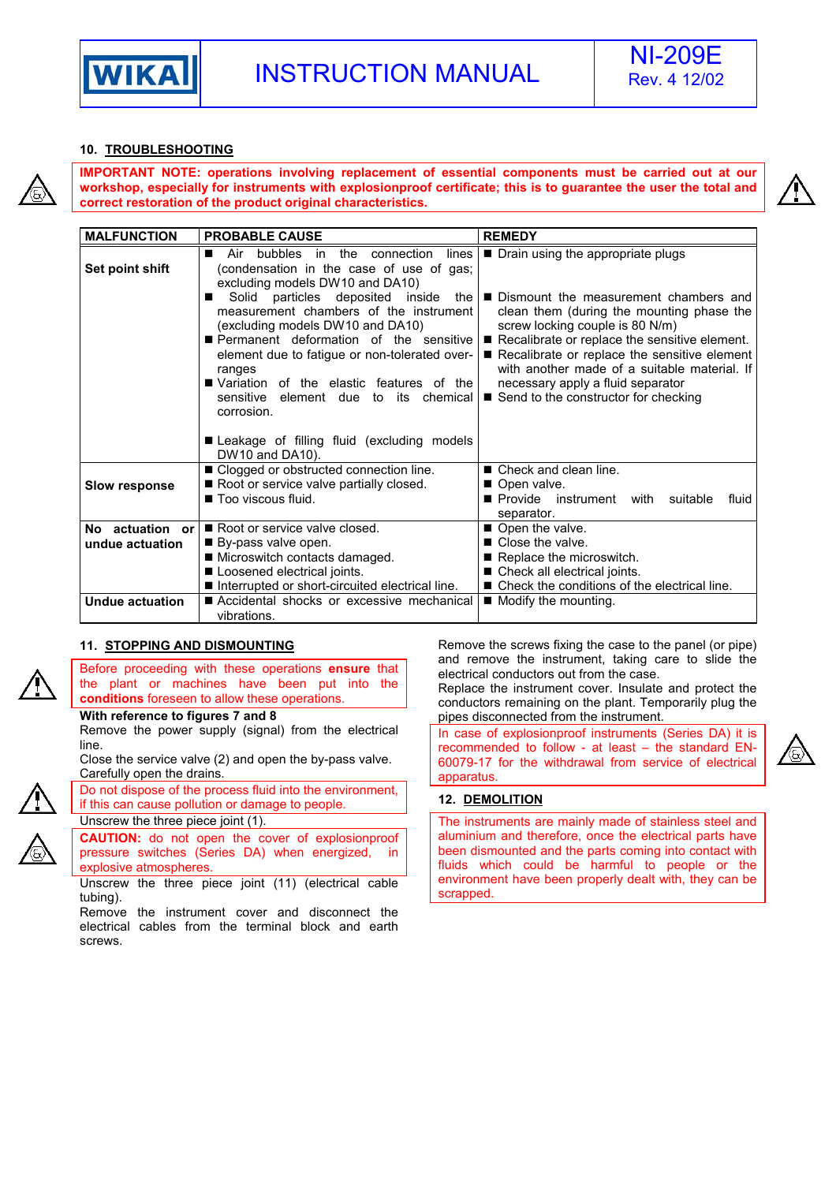## 10. TROUBLESHOOTING

**IMPORTANT NOTE: operations involving replacement of essential components must be carried out at our workshop, especially for instruments with explosionproof certificate; this is to guarantee the user the total and correct restoration of the product original characteristics.**

| MALFUNCTION | PROBABLE CAUSE | REMEDY |
|---|---|---|
| **Set point shift** | ■ Air bubbles in the connection lines (condensation in the case of use of gas; excluding models DW10 and DA10)<br>■ Solid particles deposited inside the measurement chambers of the instrument (excluding models DW10 and DA10)<br>■ Permanent deformation of the sensitive element due to fatigue or non-tolerated over-ranges<br>■ Variation of the elastic features of the sensitive element due to its chemical corrosion.<br>■ Leakage of filling fluid (excluding models DW10 and DA10). | ■ Drain using the appropriate plugs<br>■ Dismount the measurement chambers and clean them (during the mounting phase the screw locking couple is 80 N/m)<br>■ Recalibrate or replace the sensitive element.<br>■ Recalibrate or replace the sensitive element with another made of a suitable material. If necessary apply a fluid separator<br>■ Send to the constructor for checking |
| **Slow response** | ■ Clogged or obstructed connection line.<br>■ Root or service valve partially closed.<br>■ Too viscous fluid. | ■ Check and clean line.<br>■ Open valve.<br>■ Provide instrument with suitable fluid separator. |
| **No actuation or undue actuation** | ■ Root or service valve closed.<br>■ By-pass valve open.<br>■ Microswitch contacts damaged.<br>■ Loosened electrical joints.<br>■ Interrupted or short-circuited electrical line. | ■ Open the valve.<br>■ Close the valve.<br>■ Replace the microswitch.<br>■ Check all electrical joints.<br>■ Check the conditions of the electrical line. |
| **Undue actuation** | ■ Accidental shocks or excessive mechanical vibrations. | ■ Modify the mounting. |

## 11. STOPPING AND DISMOUNTING

Before proceeding with these operations **ensure** that the plant or machines have been put into the **conditions** foreseen to allow these operations.

**With reference to figures 7 and 8**

Remove the power supply (signal) from the electrical line.

Close the service valve (2) and open the by-pass valve.

Carefully open the drains.

Do not dispose of the process fluid into the environment, if this can cause pollution or damage to people.

Unscrew the three piece joint (1).

**CAUTION:** do not open the cover of explosionproof pressure switches (Series DA) when energized, in explosive atmospheres.

Unscrew the three piece joint (11) (electrical cable tubing).

Remove the instrument cover and disconnect the electrical cables from the terminal block and earth screws.

Remove the screws fixing the case to the panel (or pipe) and remove the instrument, taking care to slide the electrical conductors out from the case.

Replace the instrument cover. Insulate and protect the conductors remaining on the plant. Temporarily plug the pipes disconnected from the instrument.

In case of explosionproof instruments (Series DA) it is recommended to follow - at least – the standard EN-60079-17 for the withdrawal from service of electrical apparatus.

## 12. DEMOLITION

The instruments are mainly made of stainless steel and aluminium and therefore, once the electrical parts have been dismounted and the parts coming into contact with fluids which could be harmful to people or the environment have been properly dealt with, they can be scrapped.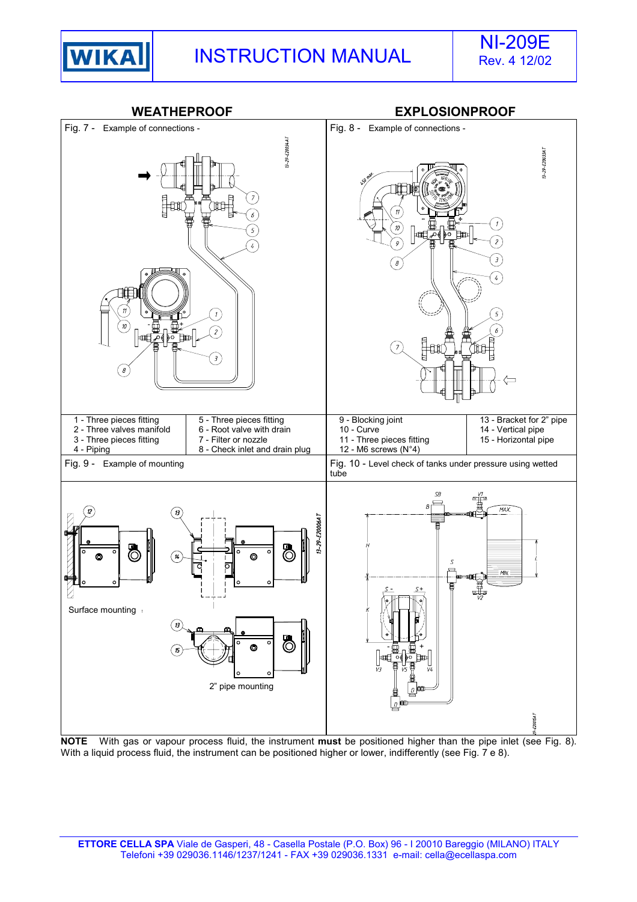## WEATHEPROOF

Fig. 7 - Example of connections -

## EXPLOSIONPROOF

Fig. 8 - Example of connections -

| | | | |
|---|---|---|---|
| 1 - Three pieces fitting<br>2 - Three valves manifold<br>3 - Three pieces fitting<br>4 - Piping | 5 - Three pieces fitting<br>6 - Root valve with drain<br>7 - Filter or nozzle<br>8 - Check inlet and drain plug | 9 - Blocking joint<br>10 - Curve<br>11 - Three pieces fitting<br>12 - M6 screws (N°4) | 13 - Bracket for 2" pipe<br>14 - Vertical pipe<br>15 - Horizontal pipe |

Fig. 9 - Example of mounting

Surface mounting

2" pipe mounting

Fig. 10 - Level check of tanks under pressure using wetted tube

**NOTE** With gas or vapour process fluid, the instrument **must** be positioned higher than the pipe inlet (see Fig. 8). With a liquid process fluid, the instrument can be positioned higher or lower, indifferently (see Fig. 7 e 8).

**ETTORE CELLA SPA** Viale de Gasperi, 48 - Casella Postale (P.O. Box) 96 - I 20010 Bareggio (MILANO) ITALY
Telefoni +39 029036.1146/1237/1241 - FAX +39 029036.1331 e-mail: cella@ecellaspa.com